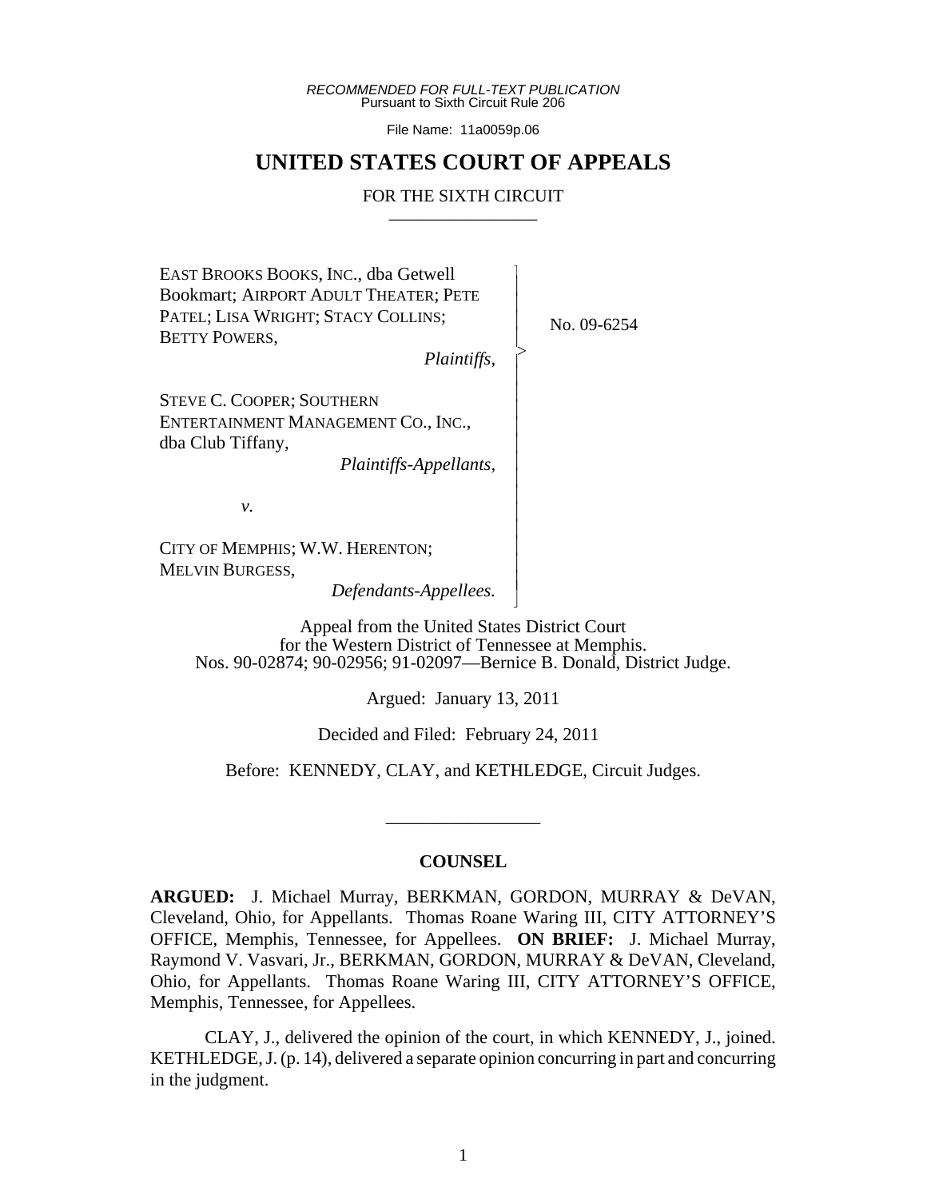*RECOMMENDED FOR FULL-TEXT PUBLICATION*
Pursuant to Sixth Circuit Rule 206

File Name: 11a0059p.06

# UNITED STATES COURT OF APPEALS

## FOR THE SIXTH CIRCUIT

EAST BROOKS BOOKS, INC., dba Getwell Bookmart; AIRPORT ADULT THEATER; PETE PATEL; LISA WRIGHT; STACY COLLINS; BETTY POWERS,

*Plaintiffs*,

STEVE C. COOPER; SOUTHERN ENTERTAINMENT MANAGEMENT CO., INC., dba Club Tiffany,

*Plaintiffs-Appellants*,

*v.*

CITY OF MEMPHIS; W.W. HERENTON; MELVIN BURGESS,

*Defendants-Appellees.*

No. 09-6254

Appeal from the United States District Court for the Western District of Tennessee at Memphis.
Nos. 90-02874; 90-02956; 91-02097—Bernice B. Donald, District Judge.

Argued: January 13, 2011

Decided and Filed: February 24, 2011

Before: KENNEDY, CLAY, and KETHLEDGE, Circuit Judges.

## COUNSEL

**ARGUED:** J. Michael Murray, BERKMAN, GORDON, MURRAY & DeVAN, Cleveland, Ohio, for Appellants. Thomas Roane Waring III, CITY ATTORNEY'S OFFICE, Memphis, Tennessee, for Appellees. **ON BRIEF:** J. Michael Murray, Raymond V. Vasvari, Jr., BERKMAN, GORDON, MURRAY & DeVAN, Cleveland, Ohio, for Appellants. Thomas Roane Waring III, CITY ATTORNEY'S OFFICE, Memphis, Tennessee, for Appellees.

CLAY, J., delivered the opinion of the court, in which KENNEDY, J., joined. KETHLEDGE, J. (p. 14), delivered a separate opinion concurring in part and concurring in the judgment.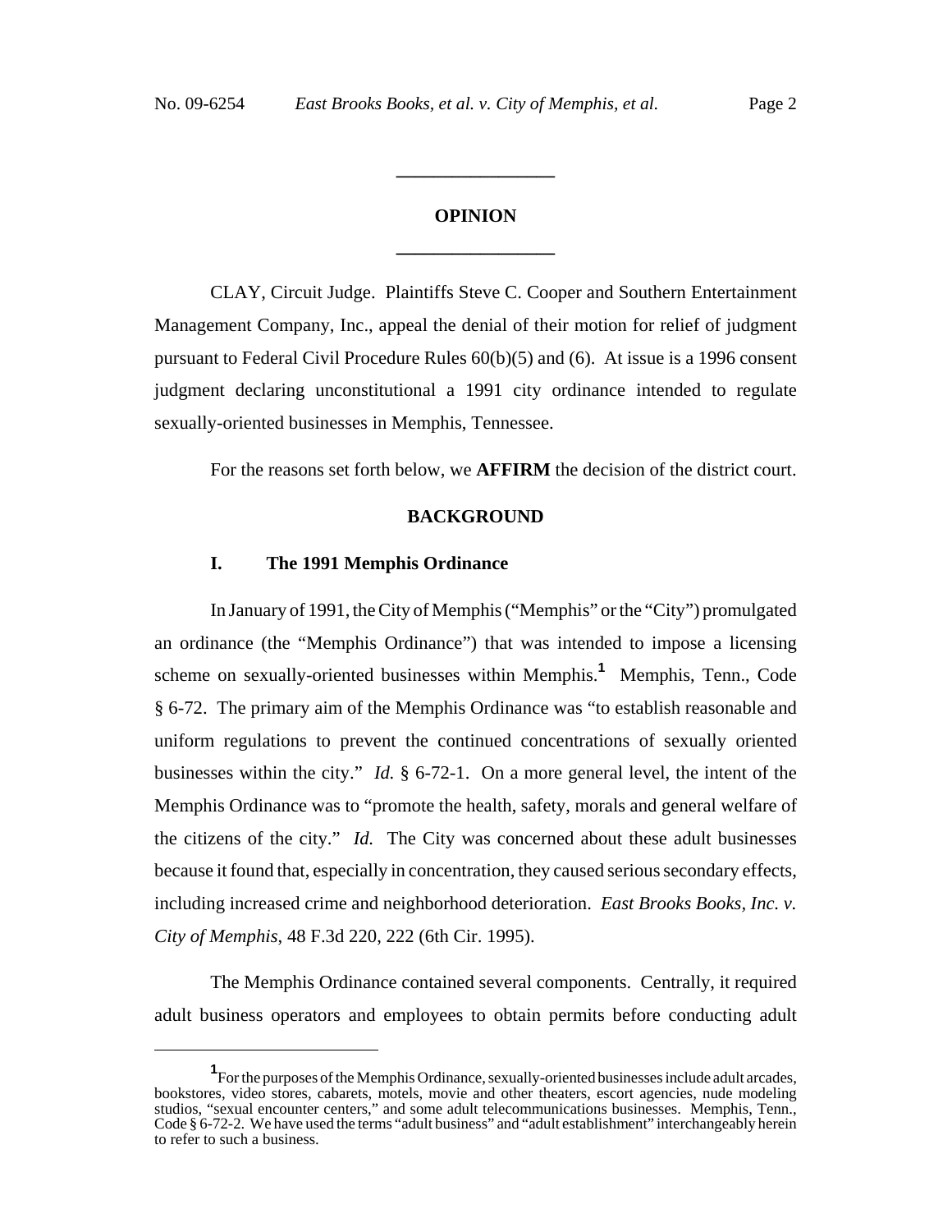## OPINION

CLAY, Circuit Judge. Plaintiffs Steve C. Cooper and Southern Entertainment Management Company, Inc., appeal the denial of their motion for relief of judgment pursuant to Federal Civil Procedure Rules 60(b)(5) and (6). At issue is a 1996 consent judgment declaring unconstitutional a 1991 city ordinance intended to regulate sexually-oriented businesses in Memphis, Tennessee.

For the reasons set forth below, we **AFFIRM** the decision of the district court.

## BACKGROUND

### I. The 1991 Memphis Ordinance

In January of 1991, the City of Memphis ("Memphis" or the "City") promulgated an ordinance (the "Memphis Ordinance") that was intended to impose a licensing scheme on sexually-oriented businesses within Memphis.[1] Memphis, Tenn., Code § 6-72. The primary aim of the Memphis Ordinance was "to establish reasonable and uniform regulations to prevent the continued concentrations of sexually oriented businesses within the city." *Id.* § 6-72-1. On a more general level, the intent of the Memphis Ordinance was to "promote the health, safety, morals and general welfare of the citizens of the city." *Id.* The City was concerned about these adult businesses because it found that, especially in concentration, they caused serious secondary effects, including increased crime and neighborhood deterioration. *East Brooks Books, Inc. v. City of Memphis*, 48 F.3d 220, 222 (6th Cir. 1995).

The Memphis Ordinance contained several components. Centrally, it required adult business operators and employees to obtain permits before conducting adult

[1] For the purposes of the Memphis Ordinance, sexually-oriented businesses include adult arcades, bookstores, video stores, cabarets, motels, movie and other theaters, escort agencies, nude modeling studios, "sexual encounter centers," and some adult telecommunications businesses. Memphis, Tenn., Code § 6-72-2. We have used the terms "adult business" and "adult establishment" interchangeably herein to refer to such a business.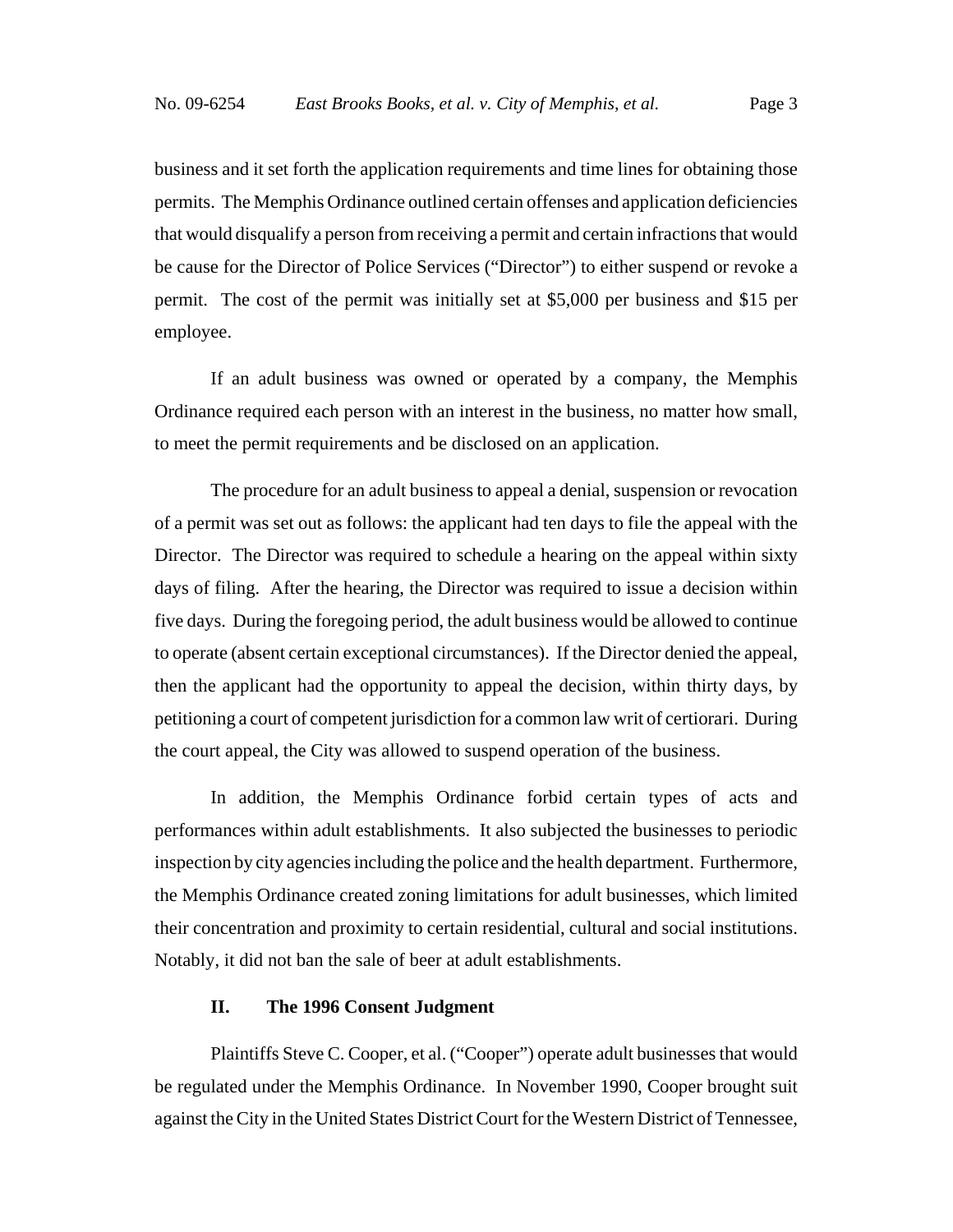business and it set forth the application requirements and time lines for obtaining those permits. The Memphis Ordinance outlined certain offenses and application deficiencies that would disqualify a person from receiving a permit and certain infractions that would be cause for the Director of Police Services ("Director") to either suspend or revoke a permit. The cost of the permit was initially set at $5,000 per business and $15 per employee.

If an adult business was owned or operated by a company, the Memphis Ordinance required each person with an interest in the business, no matter how small, to meet the permit requirements and be disclosed on an application.

The procedure for an adult business to appeal a denial, suspension or revocation of a permit was set out as follows: the applicant had ten days to file the appeal with the Director. The Director was required to schedule a hearing on the appeal within sixty days of filing. After the hearing, the Director was required to issue a decision within five days. During the foregoing period, the adult business would be allowed to continue to operate (absent certain exceptional circumstances). If the Director denied the appeal, then the applicant had the opportunity to appeal the decision, within thirty days, by petitioning a court of competent jurisdiction for a common law writ of certiorari. During the court appeal, the City was allowed to suspend operation of the business.

In addition, the Memphis Ordinance forbid certain types of acts and performances within adult establishments. It also subjected the businesses to periodic inspection by city agencies including the police and the health department. Furthermore, the Memphis Ordinance created zoning limitations for adult businesses, which limited their concentration and proximity to certain residential, cultural and social institutions. Notably, it did not ban the sale of beer at adult establishments.

## II. The 1996 Consent Judgment

Plaintiffs Steve C. Cooper, et al. ("Cooper") operate adult businesses that would be regulated under the Memphis Ordinance. In November 1990, Cooper brought suit against the City in the United States District Court for the Western District of Tennessee,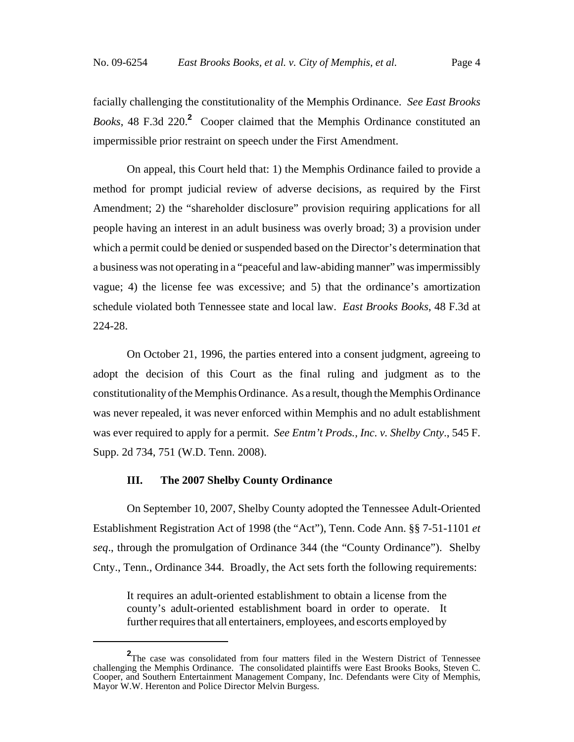facially challenging the constitutionality of the Memphis Ordinance. *See East Brooks Books*, 48 F.3d 220.[2] Cooper claimed that the Memphis Ordinance constituted an impermissible prior restraint on speech under the First Amendment.

On appeal, this Court held that: 1) the Memphis Ordinance failed to provide a method for prompt judicial review of adverse decisions, as required by the First Amendment; 2) the "shareholder disclosure" provision requiring applications for all people having an interest in an adult business was overly broad; 3) a provision under which a permit could be denied or suspended based on the Director's determination that a business was not operating in a "peaceful and law-abiding manner" was impermissibly vague; 4) the license fee was excessive; and 5) that the ordinance's amortization schedule violated both Tennessee state and local law. *East Brooks Books*, 48 F.3d at 224-28.

On October 21, 1996, the parties entered into a consent judgment, agreeing to adopt the decision of this Court as the final ruling and judgment as to the constitutionality of the Memphis Ordinance. As a result, though the Memphis Ordinance was never repealed, it was never enforced within Memphis and no adult establishment was ever required to apply for a permit. *See Entm't Prods., Inc. v. Shelby Cnty.*, 545 F. Supp. 2d 734, 751 (W.D. Tenn. 2008).

### III. The 2007 Shelby County Ordinance

On September 10, 2007, Shelby County adopted the Tennessee Adult-Oriented Establishment Registration Act of 1998 (the "Act"), Tenn. Code Ann. §§ 7-51-1101 *et seq*., through the promulgation of Ordinance 344 (the "County Ordinance"). Shelby Cnty., Tenn., Ordinance 344. Broadly, the Act sets forth the following requirements:

> It requires an adult-oriented establishment to obtain a license from the county's adult-oriented establishment board in order to operate. It further requires that all entertainers, employees, and escorts employed by

[2] The case was consolidated from four matters filed in the Western District of Tennessee challenging the Memphis Ordinance. The consolidated plaintiffs were East Brooks Books, Steven C. Cooper, and Southern Entertainment Management Company, Inc. Defendants were City of Memphis, Mayor W.W. Herenton and Police Director Melvin Burgess.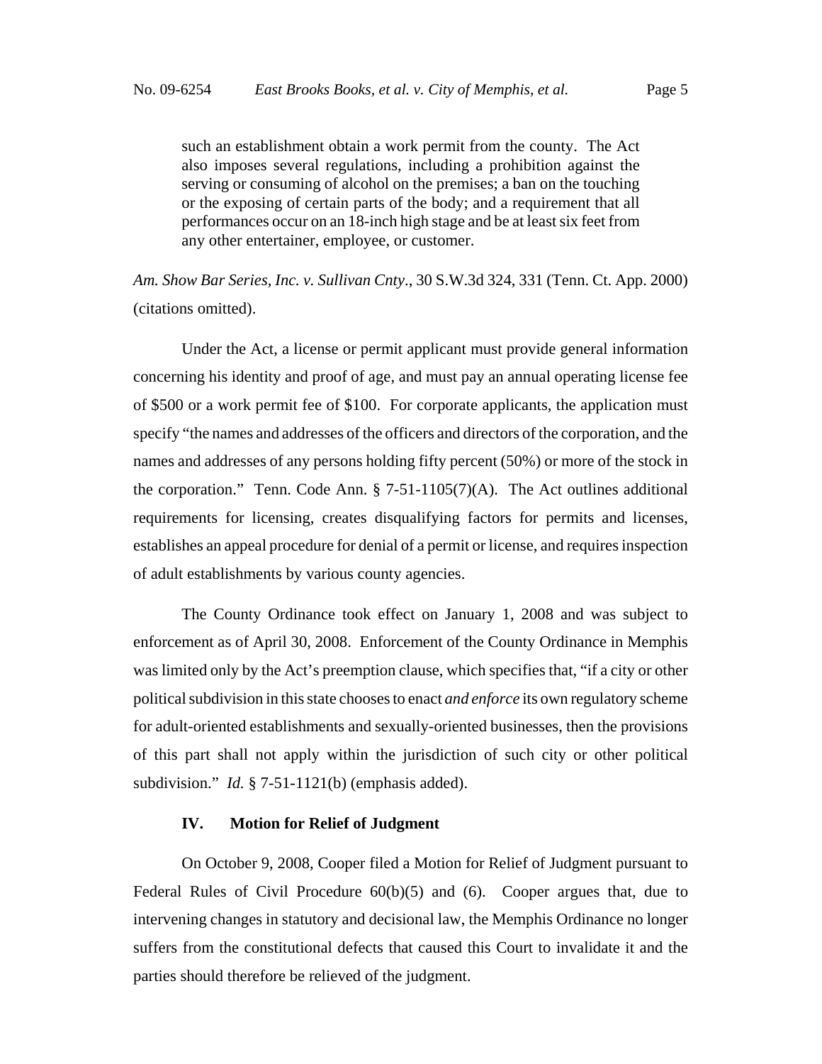> such an establishment obtain a work permit from the county. The Act also imposes several regulations, including a prohibition against the serving or consuming of alcohol on the premises; a ban on the touching or the exposing of certain parts of the body; and a requirement that all performances occur on an 18-inch high stage and be at least six feet from any other entertainer, employee, or customer.

*Am. Show Bar Series, Inc. v. Sullivan Cnty*., 30 S.W.3d 324, 331 (Tenn. Ct. App. 2000) (citations omitted).

Under the Act, a license or permit applicant must provide general information concerning his identity and proof of age, and must pay an annual operating license fee of $500 or a work permit fee of $100. For corporate applicants, the application must specify "the names and addresses of the officers and directors of the corporation, and the names and addresses of any persons holding fifty percent (50%) or more of the stock in the corporation." Tenn. Code Ann. § 7-51-1105(7)(A). The Act outlines additional requirements for licensing, creates disqualifying factors for permits and licenses, establishes an appeal procedure for denial of a permit or license, and requires inspection of adult establishments by various county agencies.

The County Ordinance took effect on January 1, 2008 and was subject to enforcement as of April 30, 2008. Enforcement of the County Ordinance in Memphis was limited only by the Act's preemption clause, which specifies that, "if a city or other political subdivision in this state chooses to enact *and enforce* its own regulatory scheme for adult-oriented establishments and sexually-oriented businesses, then the provisions of this part shall not apply within the jurisdiction of such city or other political subdivision." *Id.* § 7-51-1121(b) (emphasis added).

### IV. Motion for Relief of Judgment

On October 9, 2008, Cooper filed a Motion for Relief of Judgment pursuant to Federal Rules of Civil Procedure 60(b)(5) and (6). Cooper argues that, due to intervening changes in statutory and decisional law, the Memphis Ordinance no longer suffers from the constitutional defects that caused this Court to invalidate it and the parties should therefore be relieved of the judgment.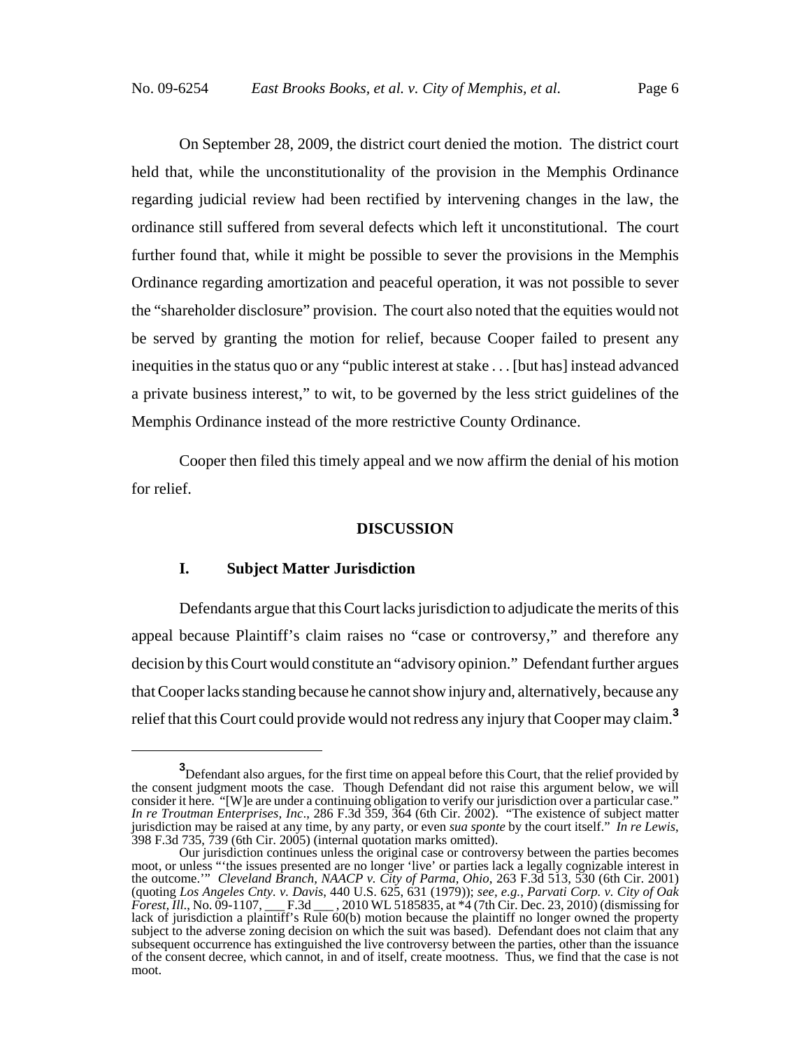On September 28, 2009, the district court denied the motion. The district court held that, while the unconstitutionality of the provision in the Memphis Ordinance regarding judicial review had been rectified by intervening changes in the law, the ordinance still suffered from several defects which left it unconstitutional. The court further found that, while it might be possible to sever the provisions in the Memphis Ordinance regarding amortization and peaceful operation, it was not possible to sever the "shareholder disclosure" provision. The court also noted that the equities would not be served by granting the motion for relief, because Cooper failed to present any inequities in the status quo or any "public interest at stake . . . [but has] instead advanced a private business interest," to wit, to be governed by the less strict guidelines of the Memphis Ordinance instead of the more restrictive County Ordinance.

Cooper then filed this timely appeal and we now affirm the denial of his motion for relief.

## DISCUSSION

### I. Subject Matter Jurisdiction

Defendants argue that this Court lacks jurisdiction to adjudicate the merits of this appeal because Plaintiff's claim raises no "case or controversy," and therefore any decision by this Court would constitute an "advisory opinion." Defendant further argues that Cooper lacks standing because he cannot show injury and, alternatively, because any relief that this Court could provide would not redress any injury that Cooper may claim.[3]

---

[3]Defendant also argues, for the first time on appeal before this Court, that the relief provided by the consent judgment moots the case. Though Defendant did not raise this argument below, we will consider it here. "[W]e are under a continuing obligation to verify our jurisdiction over a particular case." *In re Troutman Enterprises, Inc*., 286 F.3d 359, 364 (6th Cir. 2002). "The existence of subject matter jurisdiction may be raised at any time, by any party, or even *sua sponte* by the court itself." *In re Lewis*, 398 F.3d 735, 739 (6th Cir. 2005) (internal quotation marks omitted).

Our jurisdiction continues unless the original case or controversy between the parties becomes moot, or unless "'the issues presented are no longer 'live' or parties lack a legally cognizable interest in the outcome.'" *Cleveland Branch, NAACP v. City of Parma, Ohio*, 263 F.3d 513, 530 (6th Cir. 2001) (quoting *Los Angeles Cnty. v. Davis*, 440 U.S. 625, 631 (1979)); *see, e.g., Parvati Corp. v. City of Oak Forest, Ill.*, No. 09-1107, ___ F.3d ___ , 2010 WL 5185835, at *4 (7th Cir. Dec. 23, 2010) (dismissing for lack of jurisdiction a plaintiff's Rule 60(b) motion because the plaintiff no longer owned the property subject to the adverse zoning decision on which the suit was based). Defendant does not claim that any subsequent occurrence has extinguished the live controversy between the parties, other than the issuance of the consent decree, which cannot, in and of itself, create mootness. Thus, we find that the case is not moot.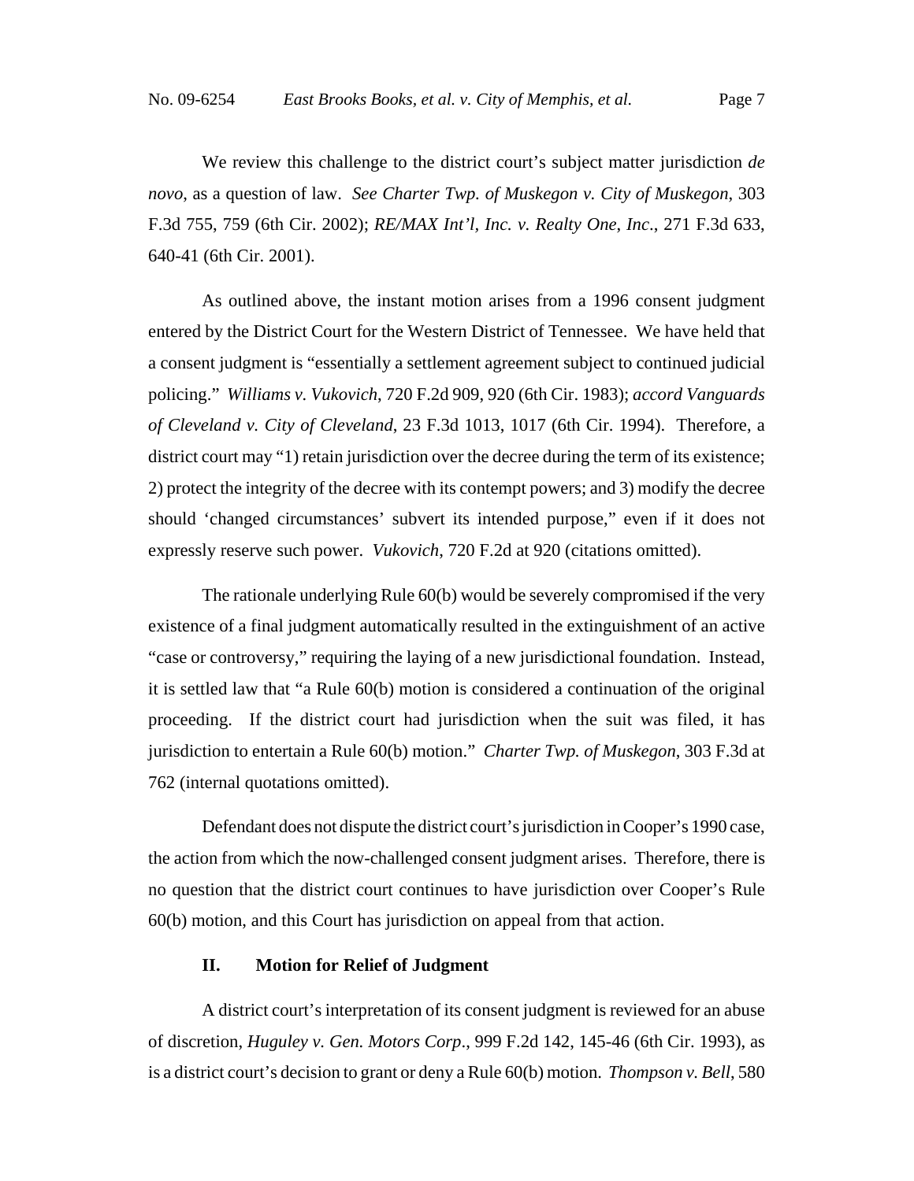We review this challenge to the district court's subject matter jurisdiction *de novo*, as a question of law. *See Charter Twp. of Muskegon v. City of Muskegon*, 303 F.3d 755, 759 (6th Cir. 2002); *RE/MAX Int'l, Inc. v. Realty One, Inc*., 271 F.3d 633, 640-41 (6th Cir. 2001).

As outlined above, the instant motion arises from a 1996 consent judgment entered by the District Court for the Western District of Tennessee. We have held that a consent judgment is "essentially a settlement agreement subject to continued judicial policing." *Williams v. Vukovich*, 720 F.2d 909, 920 (6th Cir. 1983); *accord Vanguards of Cleveland v. City of Cleveland*, 23 F.3d 1013, 1017 (6th Cir. 1994). Therefore, a district court may "1) retain jurisdiction over the decree during the term of its existence; 2) protect the integrity of the decree with its contempt powers; and 3) modify the decree should 'changed circumstances' subvert its intended purpose," even if it does not expressly reserve such power. *Vukovich*, 720 F.2d at 920 (citations omitted).

The rationale underlying Rule 60(b) would be severely compromised if the very existence of a final judgment automatically resulted in the extinguishment of an active "case or controversy," requiring the laying of a new jurisdictional foundation. Instead, it is settled law that "a Rule 60(b) motion is considered a continuation of the original proceeding. If the district court had jurisdiction when the suit was filed, it has jurisdiction to entertain a Rule 60(b) motion." *Charter Twp. of Muskegon*, 303 F.3d at 762 (internal quotations omitted).

Defendant does not dispute the district court's jurisdiction in Cooper's 1990 case, the action from which the now-challenged consent judgment arises. Therefore, there is no question that the district court continues to have jurisdiction over Cooper's Rule 60(b) motion, and this Court has jurisdiction on appeal from that action.

## II. Motion for Relief of Judgment

A district court's interpretation of its consent judgment is reviewed for an abuse of discretion, *Huguley v. Gen. Motors Corp*., 999 F.2d 142, 145-46 (6th Cir. 1993), as is a district court's decision to grant or deny a Rule 60(b) motion. *Thompson v. Bell*, 580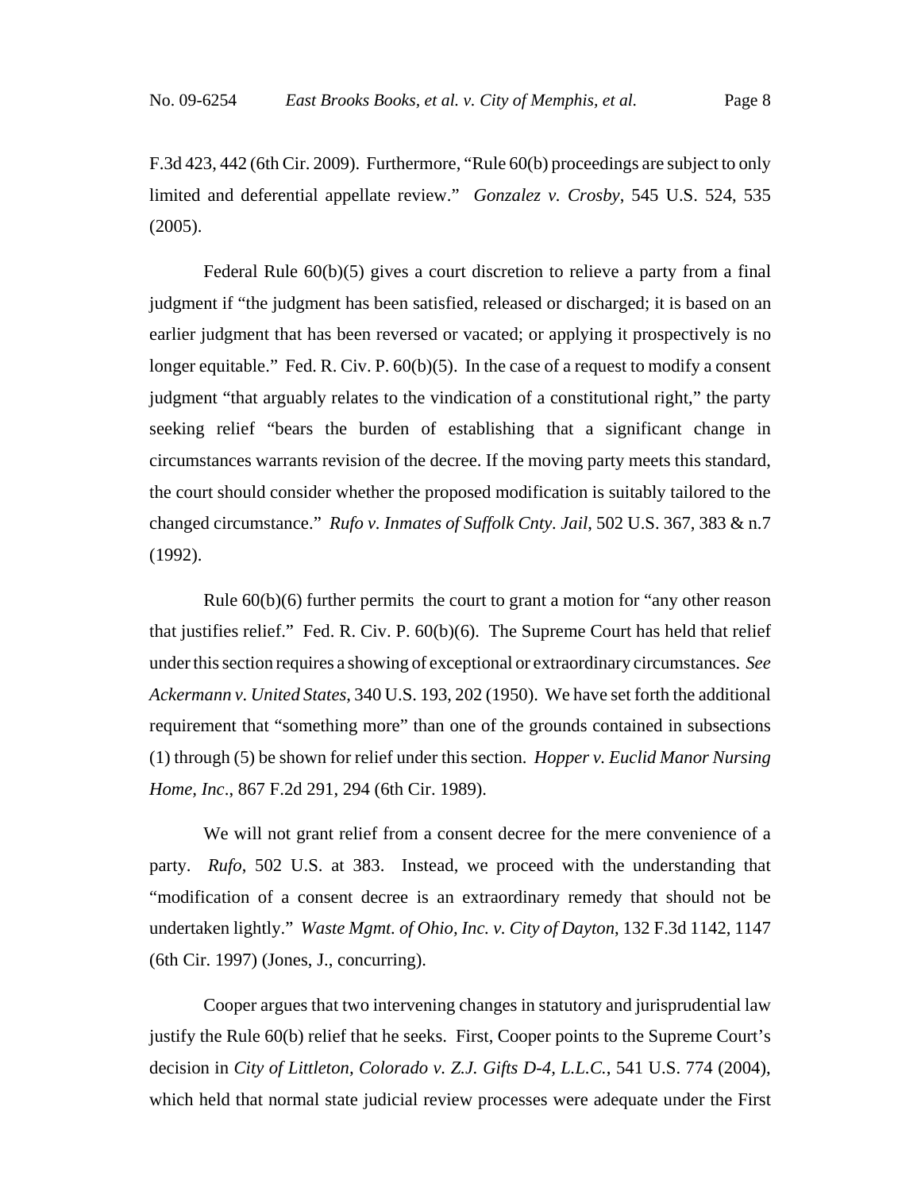F.3d 423, 442 (6th Cir. 2009). Furthermore, "Rule 60(b) proceedings are subject to only limited and deferential appellate review." *Gonzalez v. Crosby*, 545 U.S. 524, 535 (2005).

Federal Rule 60(b)(5) gives a court discretion to relieve a party from a final judgment if "the judgment has been satisfied, released or discharged; it is based on an earlier judgment that has been reversed or vacated; or applying it prospectively is no longer equitable." Fed. R. Civ. P. 60(b)(5). In the case of a request to modify a consent judgment "that arguably relates to the vindication of a constitutional right," the party seeking relief "bears the burden of establishing that a significant change in circumstances warrants revision of the decree. If the moving party meets this standard, the court should consider whether the proposed modification is suitably tailored to the changed circumstance." *Rufo v. Inmates of Suffolk Cnty. Jail*, 502 U.S. 367, 383 & n.7 (1992).

Rule 60(b)(6) further permits the court to grant a motion for "any other reason that justifies relief." Fed. R. Civ. P. 60(b)(6). The Supreme Court has held that relief under this section requires a showing of exceptional or extraordinary circumstances. *See Ackermann v. United States*, 340 U.S. 193, 202 (1950). We have set forth the additional requirement that "something more" than one of the grounds contained in subsections (1) through (5) be shown for relief under this section. *Hopper v. Euclid Manor Nursing Home, Inc*., 867 F.2d 291, 294 (6th Cir. 1989).

We will not grant relief from a consent decree for the mere convenience of a party. *Rufo*, 502 U.S. at 383. Instead, we proceed with the understanding that "modification of a consent decree is an extraordinary remedy that should not be undertaken lightly." *Waste Mgmt. of Ohio, Inc. v. City of Dayton*, 132 F.3d 1142, 1147 (6th Cir. 1997) (Jones, J., concurring).

Cooper argues that two intervening changes in statutory and jurisprudential law justify the Rule 60(b) relief that he seeks. First, Cooper points to the Supreme Court's decision in *City of Littleton, Colorado v. Z.J. Gifts D-4, L.L.C.*, 541 U.S. 774 (2004), which held that normal state judicial review processes were adequate under the First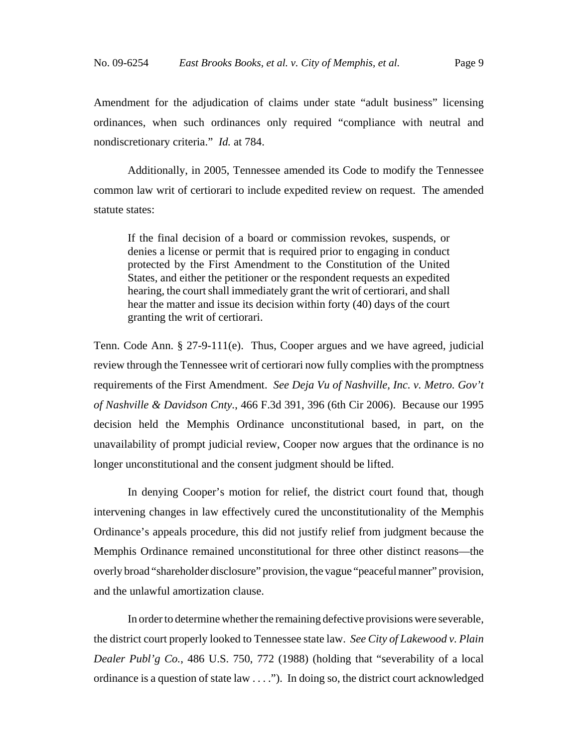Amendment for the adjudication of claims under state "adult business" licensing ordinances, when such ordinances only required "compliance with neutral and nondiscretionary criteria." *Id.* at 784.

Additionally, in 2005, Tennessee amended its Code to modify the Tennessee common law writ of certiorari to include expedited review on request. The amended statute states:

> If the final decision of a board or commission revokes, suspends, or denies a license or permit that is required prior to engaging in conduct protected by the First Amendment to the Constitution of the United States, and either the petitioner or the respondent requests an expedited hearing, the court shall immediately grant the writ of certiorari, and shall hear the matter and issue its decision within forty (40) days of the court granting the writ of certiorari.

Tenn. Code Ann. § 27-9-111(e). Thus, Cooper argues and we have agreed, judicial review through the Tennessee writ of certiorari now fully complies with the promptness requirements of the First Amendment. *See Deja Vu of Nashville, Inc. v. Metro. Gov't of Nashville & Davidson Cnty.*, 466 F.3d 391, 396 (6th Cir 2006). Because our 1995 decision held the Memphis Ordinance unconstitutional based, in part, on the unavailability of prompt judicial review, Cooper now argues that the ordinance is no longer unconstitutional and the consent judgment should be lifted.

In denying Cooper's motion for relief, the district court found that, though intervening changes in law effectively cured the unconstitutionality of the Memphis Ordinance's appeals procedure, this did not justify relief from judgment because the Memphis Ordinance remained unconstitutional for three other distinct reasons—the overly broad "shareholder disclosure" provision, the vague "peaceful manner" provision, and the unlawful amortization clause.

In order to determine whether the remaining defective provisions were severable, the district court properly looked to Tennessee state law. *See City of Lakewood v. Plain Dealer Publ'g Co.*, 486 U.S. 750, 772 (1988) (holding that "severability of a local ordinance is a question of state law . . . ."). In doing so, the district court acknowledged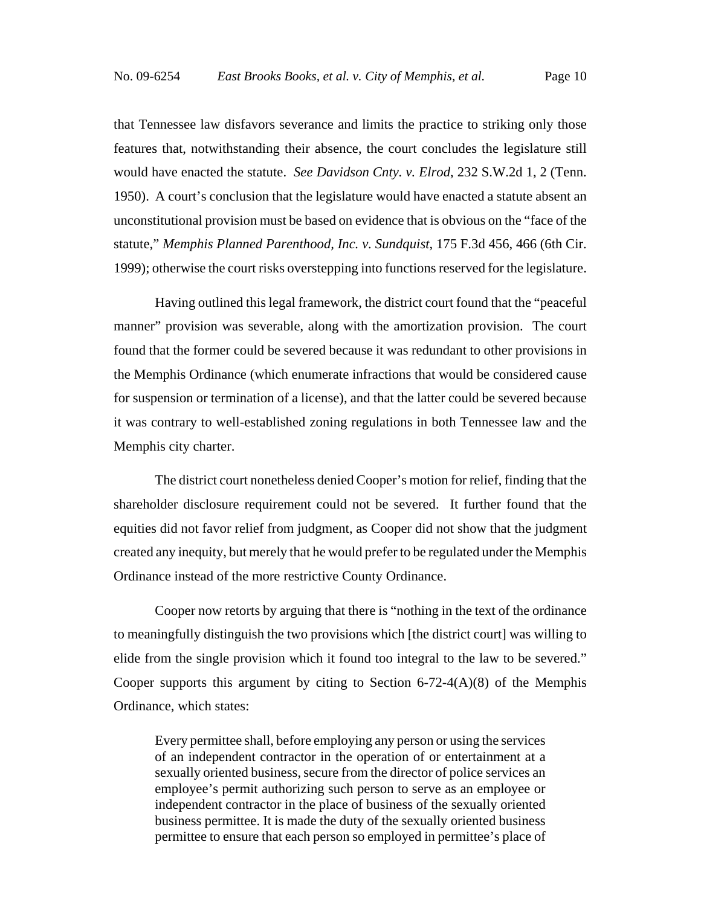that Tennessee law disfavors severance and limits the practice to striking only those features that, notwithstanding their absence, the court concludes the legislature still would have enacted the statute. *See Davidson Cnty. v. Elrod*, 232 S.W.2d 1, 2 (Tenn. 1950). A court's conclusion that the legislature would have enacted a statute absent an unconstitutional provision must be based on evidence that is obvious on the "face of the statute," *Memphis Planned Parenthood, Inc. v. Sundquist*, 175 F.3d 456, 466 (6th Cir. 1999); otherwise the court risks overstepping into functions reserved for the legislature.

Having outlined this legal framework, the district court found that the "peaceful manner" provision was severable, along with the amortization provision. The court found that the former could be severed because it was redundant to other provisions in the Memphis Ordinance (which enumerate infractions that would be considered cause for suspension or termination of a license), and that the latter could be severed because it was contrary to well-established zoning regulations in both Tennessee law and the Memphis city charter.

The district court nonetheless denied Cooper's motion for relief, finding that the shareholder disclosure requirement could not be severed. It further found that the equities did not favor relief from judgment, as Cooper did not show that the judgment created any inequity, but merely that he would prefer to be regulated under the Memphis Ordinance instead of the more restrictive County Ordinance.

Cooper now retorts by arguing that there is "nothing in the text of the ordinance to meaningfully distinguish the two provisions which [the district court] was willing to elide from the single provision which it found too integral to the law to be severed." Cooper supports this argument by citing to Section 6-72-4(A)(8) of the Memphis Ordinance, which states:

> Every permittee shall, before employing any person or using the services of an independent contractor in the operation of or entertainment at a sexually oriented business, secure from the director of police services an employee's permit authorizing such person to serve as an employee or independent contractor in the place of business of the sexually oriented business permittee. It is made the duty of the sexually oriented business permittee to ensure that each person so employed in permittee's place of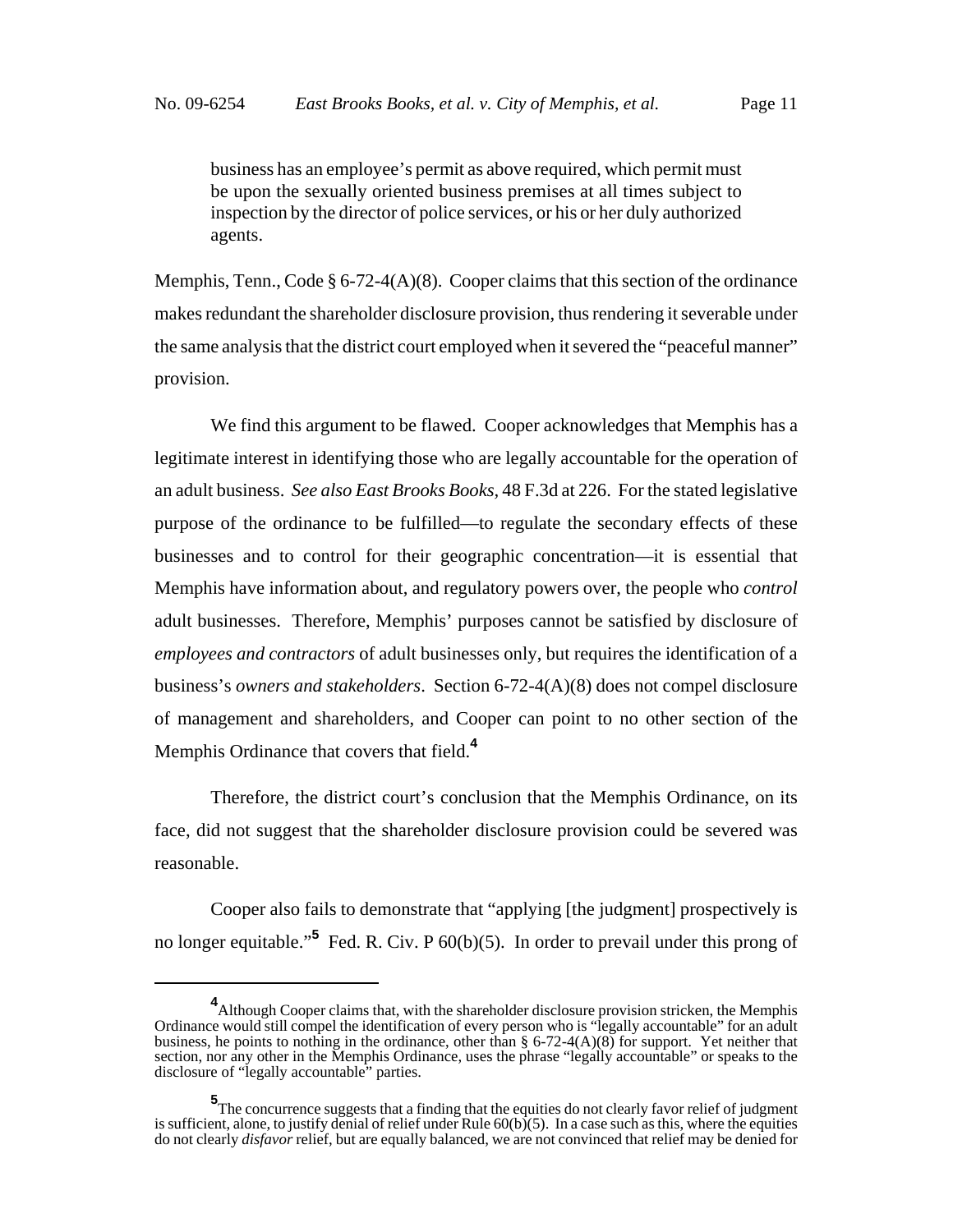> business has an employee's permit as above required, which permit must be upon the sexually oriented business premises at all times subject to inspection by the director of police services, or his or her duly authorized agents.

Memphis, Tenn., Code § 6-72-4(A)(8). Cooper claims that this section of the ordinance makes redundant the shareholder disclosure provision, thus rendering it severable under the same analysis that the district court employed when it severed the "peaceful manner" provision.

We find this argument to be flawed. Cooper acknowledges that Memphis has a legitimate interest in identifying those who are legally accountable for the operation of an adult business. *See also East Brooks Books*, 48 F.3d at 226. For the stated legislative purpose of the ordinance to be fulfilled—to regulate the secondary effects of these businesses and to control for their geographic concentration—it is essential that Memphis have information about, and regulatory powers over, the people who *control* adult businesses. Therefore, Memphis' purposes cannot be satisfied by disclosure of *employees and contractors* of adult businesses only, but requires the identification of a business's *owners and stakeholders*. Section 6-72-4(A)(8) does not compel disclosure of management and shareholders, and Cooper can point to no other section of the Memphis Ordinance that covers that field.[4]

Therefore, the district court's conclusion that the Memphis Ordinance, on its face, did not suggest that the shareholder disclosure provision could be severed was reasonable.

Cooper also fails to demonstrate that "applying [the judgment] prospectively is no longer equitable."[5] Fed. R. Civ. P 60(b)(5). In order to prevail under this prong of

---

[4] Although Cooper claims that, with the shareholder disclosure provision stricken, the Memphis Ordinance would still compel the identification of every person who is "legally accountable" for an adult business, he points to nothing in the ordinance, other than § 6-72-4(A)(8) for support. Yet neither that section, nor any other in the Memphis Ordinance, uses the phrase "legally accountable" or speaks to the disclosure of "legally accountable" parties.

[5] The concurrence suggests that a finding that the equities do not clearly favor relief of judgment is sufficient, alone, to justify denial of relief under Rule 60(b)(5). In a case such as this, where the equities do not clearly *disfavor* relief, but are equally balanced, we are not convinced that relief may be denied for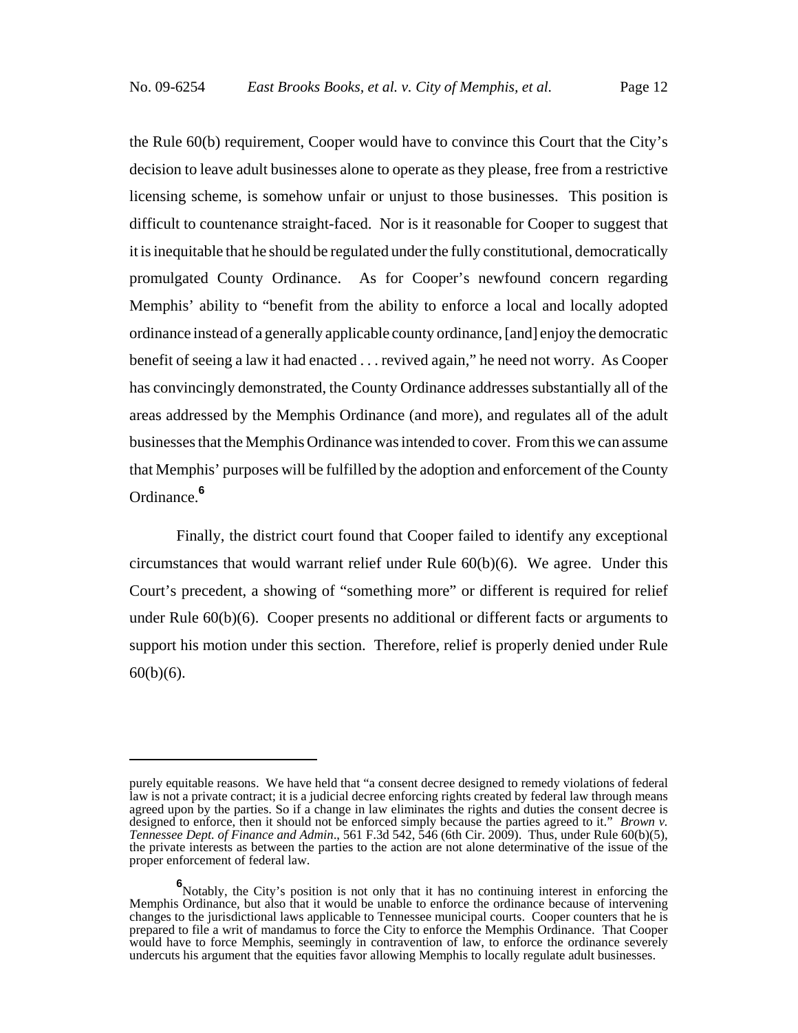the Rule 60(b) requirement, Cooper would have to convince this Court that the City's decision to leave adult businesses alone to operate as they please, free from a restrictive licensing scheme, is somehow unfair or unjust to those businesses. This position is difficult to countenance straight-faced. Nor is it reasonable for Cooper to suggest that it is inequitable that he should be regulated under the fully constitutional, democratically promulgated County Ordinance. As for Cooper's newfound concern regarding Memphis' ability to "benefit from the ability to enforce a local and locally adopted ordinance instead of a generally applicable county ordinance, [and] enjoy the democratic benefit of seeing a law it had enacted . . . revived again," he need not worry. As Cooper has convincingly demonstrated, the County Ordinance addresses substantially all of the areas addressed by the Memphis Ordinance (and more), and regulates all of the adult businesses that the Memphis Ordinance was intended to cover. From this we can assume that Memphis' purposes will be fulfilled by the adoption and enforcement of the County Ordinance.[6]

Finally, the district court found that Cooper failed to identify any exceptional circumstances that would warrant relief under Rule 60(b)(6). We agree. Under this Court's precedent, a showing of "something more" or different is required for relief under Rule 60(b)(6). Cooper presents no additional or different facts or arguments to support his motion under this section. Therefore, relief is properly denied under Rule 60(b)(6).

---

purely equitable reasons. We have held that "a consent decree designed to remedy violations of federal law is not a private contract; it is a judicial decree enforcing rights created by federal law through means agreed upon by the parties. So if a change in law eliminates the rights and duties the consent decree is designed to enforce, then it should not be enforced simply because the parties agreed to it." *Brown v. Tennessee Dept. of Finance and Admin*., 561 F.3d 542, 546 (6th Cir. 2009). Thus, under Rule 60(b)(5), the private interests as between the parties to the action are not alone determinative of the issue of the proper enforcement of federal law.

[6] Notably, the City's position is not only that it has no continuing interest in enforcing the Memphis Ordinance, but also that it would be unable to enforce the ordinance because of intervening changes to the jurisdictional laws applicable to Tennessee municipal courts. Cooper counters that he is prepared to file a writ of mandamus to force the City to enforce the Memphis Ordinance. That Cooper would have to force Memphis, seemingly in contravention of law, to enforce the ordinance severely undercuts his argument that the equities favor allowing Memphis to locally regulate adult businesses.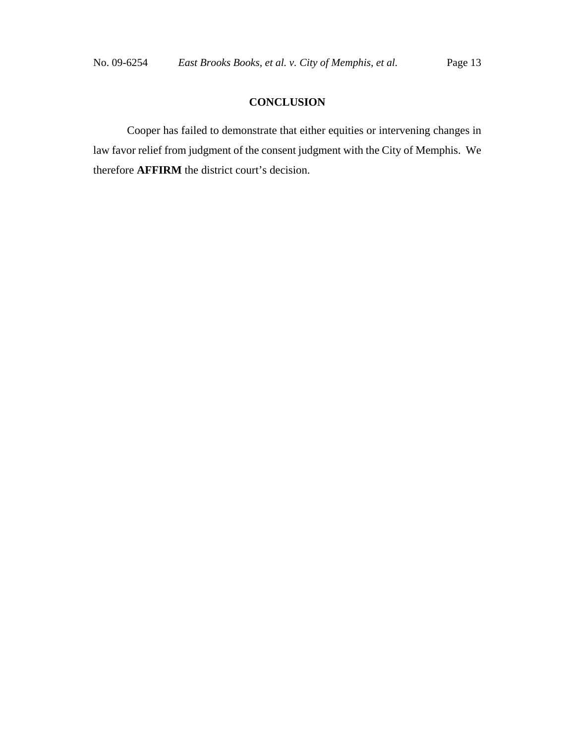## CONCLUSION

Cooper has failed to demonstrate that either equities or intervening changes in law favor relief from judgment of the consent judgment with the City of Memphis. We therefore **AFFIRM** the district court's decision.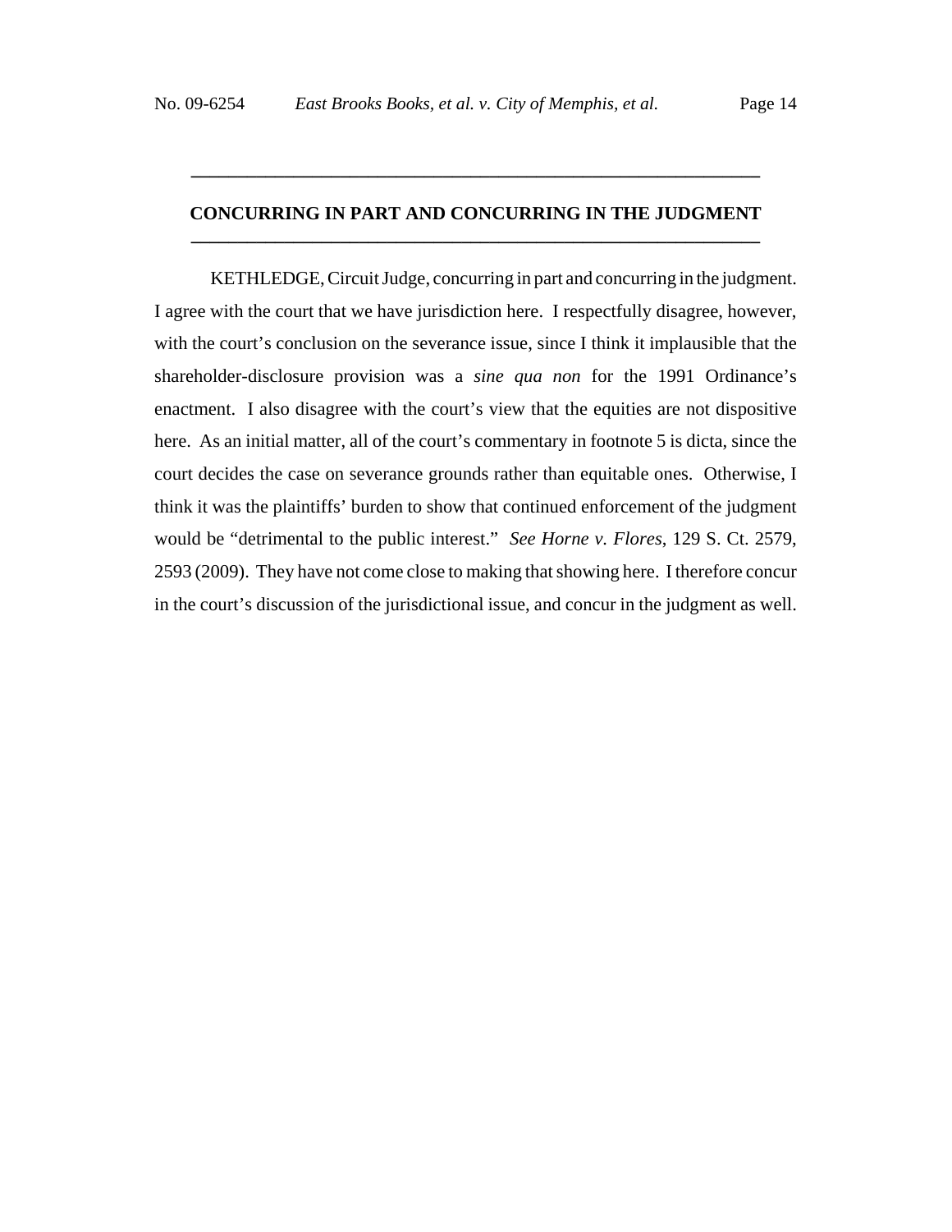## CONCURRING IN PART AND CONCURRING IN THE JUDGMENT

KETHLEDGE, Circuit Judge, concurring in part and concurring in the judgment. I agree with the court that we have jurisdiction here. I respectfully disagree, however, with the court's conclusion on the severance issue, since I think it implausible that the shareholder-disclosure provision was a *sine qua non* for the 1991 Ordinance's enactment. I also disagree with the court's view that the equities are not dispositive here. As an initial matter, all of the court's commentary in footnote 5 is dicta, since the court decides the case on severance grounds rather than equitable ones. Otherwise, I think it was the plaintiffs' burden to show that continued enforcement of the judgment would be "detrimental to the public interest." *See Horne v. Flores*, 129 S. Ct. 2579, 2593 (2009). They have not come close to making that showing here. I therefore concur in the court's discussion of the jurisdictional issue, and concur in the judgment as well.